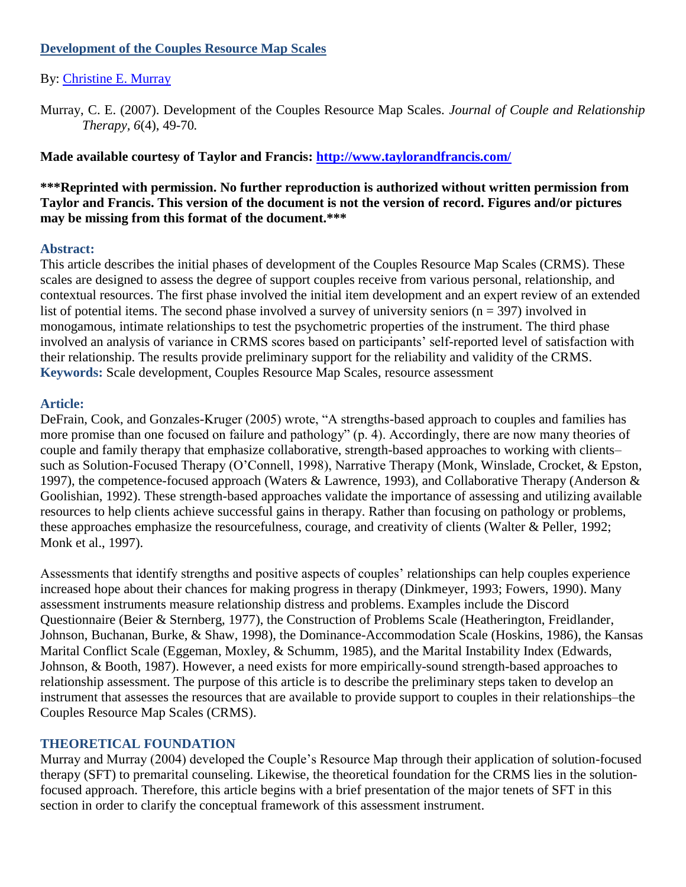# Development of the Couples Resource Map Scales

By: Christine E. Murray

Murray, C. E. (2007). Development of the Couples Resource Map Scales. *Journal of Couple and Relationship Therapy, 6*(4), 49-70.

**Made available courtesy of Taylor and Francis: http://www.taylorandfrancis.com/**

**\*\*\*Reprinted with permission. No further reproduction is authorized without written permission from Taylor and Francis. This version of the document is not the version of record. Figures and/or pictures may be missing from this format of the document.\*\*\***

## Abstract:

This article describes the initial phases of development of the Couples Resource Map Scales (CRMS). These scales are designed to assess the degree of support couples receive from various personal, relationship, and contextual resources. The first phase involved the initial item development and an expert review of an extended list of potential items. The second phase involved a survey of university seniors (n = 397) involved in monogamous, intimate relationships to test the psychometric properties of the instrument. The third phase involved an analysis of variance in CRMS scores based on participants' self-reported level of satisfaction with their relationship. The results provide preliminary support for the reliability and validity of the CRMS.

**Keywords:** Scale development, Couples Resource Map Scales, resource assessment

## Article:

DeFrain, Cook, and Gonzales-Kruger (2005) wrote, "A strengths-based approach to couples and families has more promise than one focused on failure and pathology" (p. 4). Accordingly, there are now many theories of couple and family therapy that emphasize collaborative, strength-based approaches to working with clients–such as Solution-Focused Therapy (O'Connell, 1998), Narrative Therapy (Monk, Winslade, Crocket, & Epston, 1997), the competence-focused approach (Waters & Lawrence, 1993), and Collaborative Therapy (Anderson & Goolishian, 1992). These strength-based approaches validate the importance of assessing and utilizing available resources to help clients achieve successful gains in therapy. Rather than focusing on pathology or problems, these approaches emphasize the resourcefulness, courage, and creativity of clients (Walter & Peller, 1992; Monk et al., 1997).

Assessments that identify strengths and positive aspects of couples' relationships can help couples experience increased hope about their chances for making progress in therapy (Dinkmeyer, 1993; Fowers, 1990). Many assessment instruments measure relationship distress and problems. Examples include the Discord Questionnaire (Beier & Sternberg, 1977), the Construction of Problems Scale (Heatherington, Freidlander, Johnson, Buchanan, Burke, & Shaw, 1998), the Dominance-Accommodation Scale (Hoskins, 1986), the Kansas Marital Conflict Scale (Eggeman, Moxley, & Schumm, 1985), and the Marital Instability Index (Edwards, Johnson, & Booth, 1987). However, a need exists for more empirically-sound strength-based approaches to relationship assessment. The purpose of this article is to describe the preliminary steps taken to develop an instrument that assesses the resources that are available to provide support to couples in their relationships–the Couples Resource Map Scales (CRMS).

## THEORETICAL FOUNDATION

Murray and Murray (2004) developed the Couple's Resource Map through their application of solution-focused therapy (SFT) to premarital counseling. Likewise, the theoretical foundation for the CRMS lies in the solution-focused approach. Therefore, this article begins with a brief presentation of the major tenets of SFT in this section in order to clarify the conceptual framework of this assessment instrument.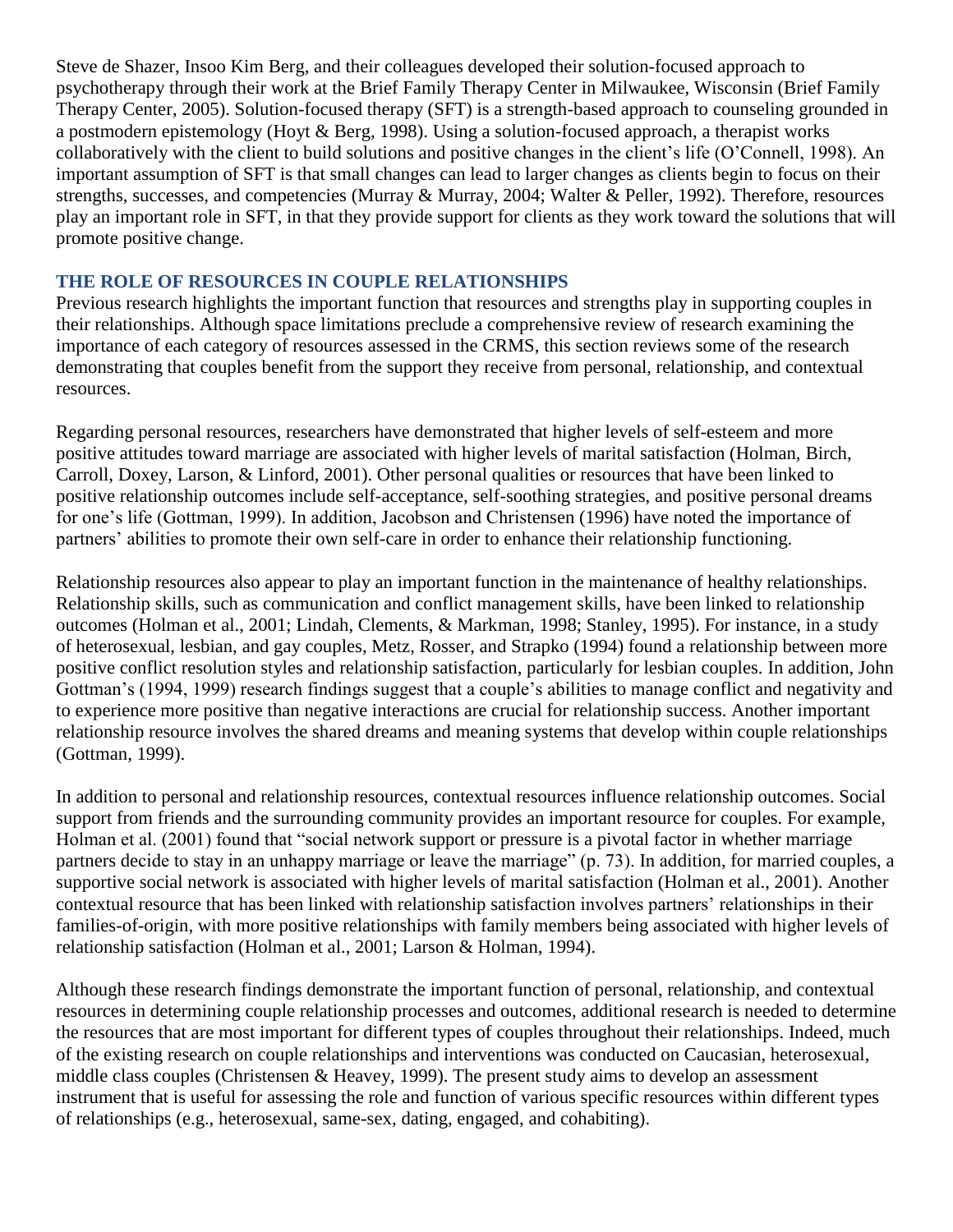Steve de Shazer, Insoo Kim Berg, and their colleagues developed their solution-focused approach to psychotherapy through their work at the Brief Family Therapy Center in Milwaukee, Wisconsin (Brief Family Therapy Center, 2005). Solution-focused therapy (SFT) is a strength-based approach to counseling grounded in a postmodern epistemology (Hoyt & Berg, 1998). Using a solution-focused approach, a therapist works collaboratively with the client to build solutions and positive changes in the client's life (O'Connell, 1998). An important assumption of SFT is that small changes can lead to larger changes as clients begin to focus on their strengths, successes, and competencies (Murray & Murray, 2004; Walter & Peller, 1992). Therefore, resources play an important role in SFT, in that they provide support for clients as they work toward the solutions that will promote positive change.

## THE ROLE OF RESOURCES IN COUPLE RELATIONSHIPS

Previous research highlights the important function that resources and strengths play in supporting couples in their relationships. Although space limitations preclude a comprehensive review of research examining the importance of each category of resources assessed in the CRMS, this section reviews some of the research demonstrating that couples benefit from the support they receive from personal, relationship, and contextual resources.

Regarding personal resources, researchers have demonstrated that higher levels of self-esteem and more positive attitudes toward marriage are associated with higher levels of marital satisfaction (Holman, Birch, Carroll, Doxey, Larson, & Linford, 2001). Other personal qualities or resources that have been linked to positive relationship outcomes include self-acceptance, self-soothing strategies, and positive personal dreams for one's life (Gottman, 1999). In addition, Jacobson and Christensen (1996) have noted the importance of partners' abilities to promote their own self-care in order to enhance their relationship functioning.

Relationship resources also appear to play an important function in the maintenance of healthy relationships. Relationship skills, such as communication and conflict management skills, have been linked to relationship outcomes (Holman et al., 2001; Lindah, Clements, & Markman, 1998; Stanley, 1995). For instance, in a study of heterosexual, lesbian, and gay couples, Metz, Rosser, and Strapko (1994) found a relationship between more positive conflict resolution styles and relationship satisfaction, particularly for lesbian couples. In addition, John Gottman's (1994, 1999) research findings suggest that a couple's abilities to manage conflict and negativity and to experience more positive than negative interactions are crucial for relationship success. Another important relationship resource involves the shared dreams and meaning systems that develop within couple relationships (Gottman, 1999).

In addition to personal and relationship resources, contextual resources influence relationship outcomes. Social support from friends and the surrounding community provides an important resource for couples. For example, Holman et al. (2001) found that "social network support or pressure is a pivotal factor in whether marriage partners decide to stay in an unhappy marriage or leave the marriage" (p. 73). In addition, for married couples, a supportive social network is associated with higher levels of marital satisfaction (Holman et al., 2001). Another contextual resource that has been linked with relationship satisfaction involves partners' relationships in their families-of-origin, with more positive relationships with family members being associated with higher levels of relationship satisfaction (Holman et al., 2001; Larson & Holman, 1994).

Although these research findings demonstrate the important function of personal, relationship, and contextual resources in determining couple relationship processes and outcomes, additional research is needed to determine the resources that are most important for different types of couples throughout their relationships. Indeed, much of the existing research on couple relationships and interventions was conducted on Caucasian, heterosexual, middle class couples (Christensen & Heavey, 1999). The present study aims to develop an assessment instrument that is useful for assessing the role and function of various specific resources within different types of relationships (e.g., heterosexual, same-sex, dating, engaged, and cohabiting).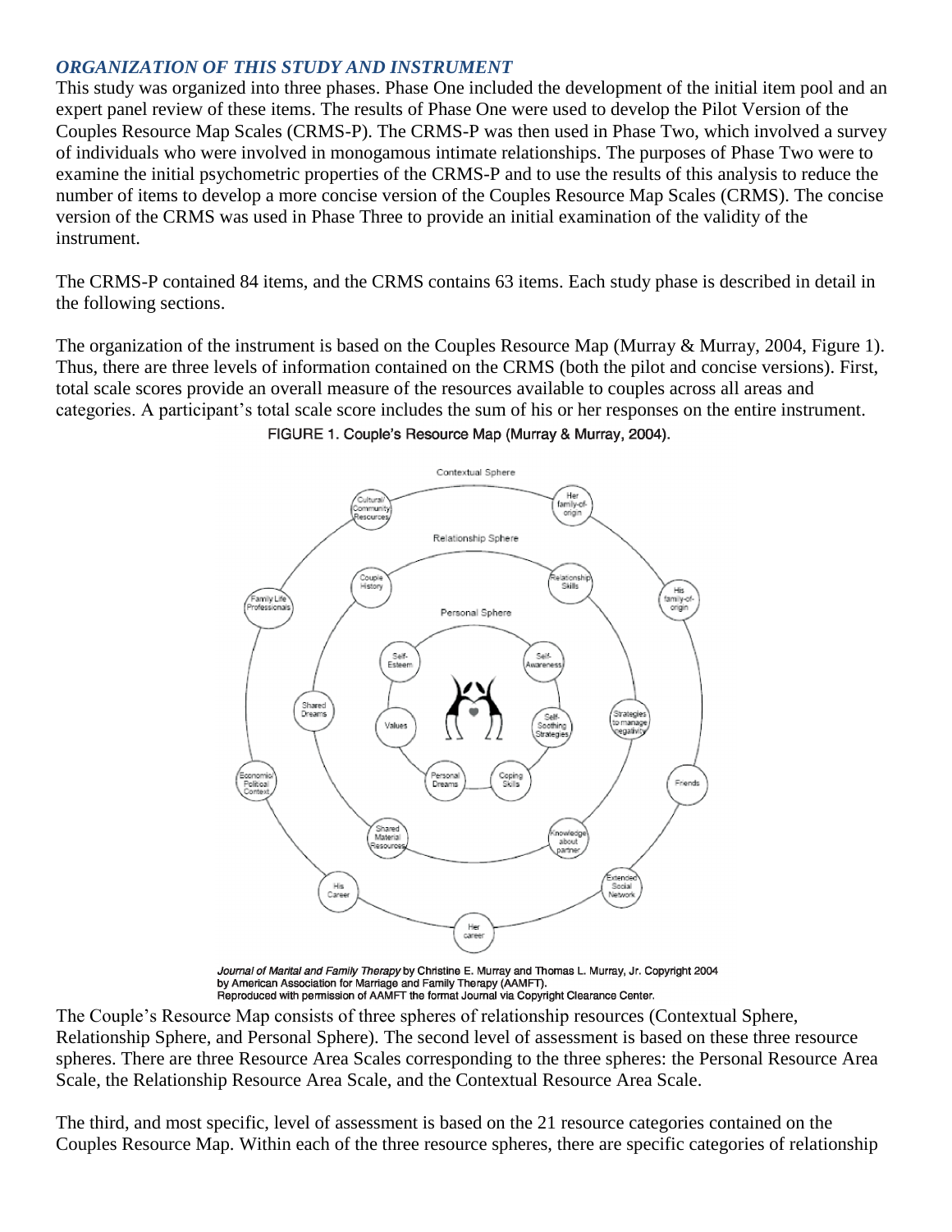### *ORGANIZATION OF THIS STUDY AND INSTRUMENT*

This study was organized into three phases. Phase One included the development of the initial item pool and an expert panel review of these items. The results of Phase One were used to develop the Pilot Version of the Couples Resource Map Scales (CRMS-P). The CRMS-P was then used in Phase Two, which involved a survey of individuals who were involved in monogamous intimate relationships. The purposes of Phase Two were to examine the initial psychometric properties of the CRMS-P and to use the results of this analysis to reduce the number of items to develop a more concise version of the Couples Resource Map Scales (CRMS). The concise version of the CRMS was used in Phase Three to provide an initial examination of the validity of the instrument.

The CRMS-P contained 84 items, and the CRMS contains 63 items. Each study phase is described in detail in the following sections.

The organization of the instrument is based on the Couples Resource Map (Murray & Murray, 2004, Figure 1). Thus, there are three levels of information contained on the CRMS (both the pilot and concise versions). First, total scale scores provide an overall measure of the resources available to couples across all areas and categories. A participant's total scale score includes the sum of his or her responses on the entire instrument.

FIGURE 1. Couple's Resource Map (Murray & Murray, 2004).

*Journal of Marital and Family Therapy* by Christine E. Murray and Thomas L. Murray, Jr. Copyright 2004 by American Association for Marriage and Family Therapy (AAMFT). Reproduced with permission of AAMFT the format Journal via Copyright Clearance Center.

The Couple's Resource Map consists of three spheres of relationship resources (Contextual Sphere, Relationship Sphere, and Personal Sphere). The second level of assessment is based on these three resource spheres. There are three Resource Area Scales corresponding to the three spheres: the Personal Resource Area Scale, the Relationship Resource Area Scale, and the Contextual Resource Area Scale.

The third, and most specific, level of assessment is based on the 21 resource categories contained on the Couples Resource Map. Within each of the three resource spheres, there are specific categories of relationship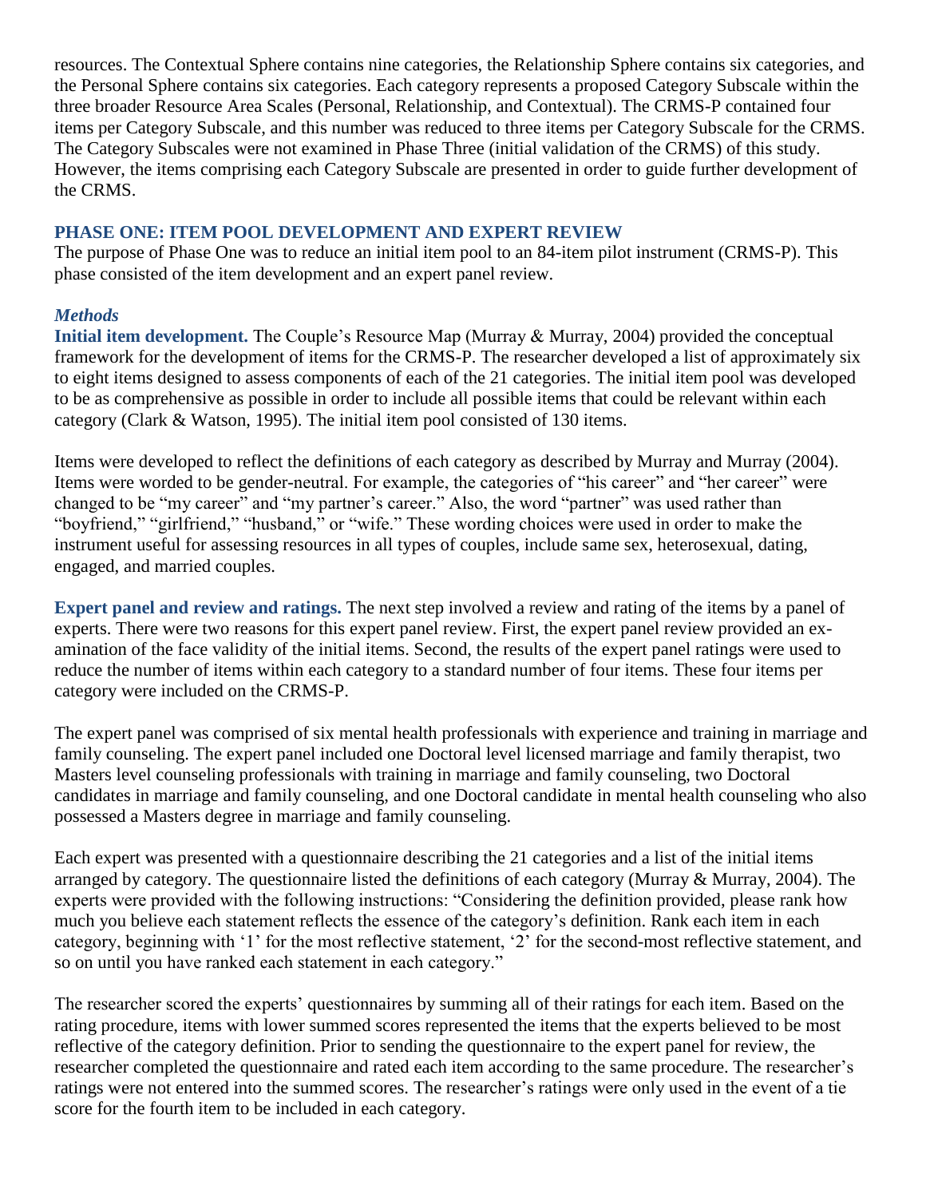resources. The Contextual Sphere contains nine categories, the Relationship Sphere contains six categories, and the Personal Sphere contains six categories. Each category represents a proposed Category Subscale within the three broader Resource Area Scales (Personal, Relationship, and Contextual). The CRMS-P contained four items per Category Subscale, and this number was reduced to three items per Category Subscale for the CRMS. The Category Subscales were not examined in Phase Three (initial validation of the CRMS) of this study. However, the items comprising each Category Subscale are presented in order to guide further development of the CRMS.

## PHASE ONE: ITEM POOL DEVELOPMENT AND EXPERT REVIEW

The purpose of Phase One was to reduce an initial item pool to an 84-item pilot instrument (CRMS-P). This phase consisted of the item development and an expert panel review.

### *Methods*

**Initial item development.** The Couple's Resource Map (Murray & Murray, 2004) provided the conceptual framework for the development of items for the CRMS-P. The researcher developed a list of approximately six to eight items designed to assess components of each of the 21 categories. The initial item pool was developed to be as comprehensive as possible in order to include all possible items that could be relevant within each category (Clark & Watson, 1995). The initial item pool consisted of 130 items.

Items were developed to reflect the definitions of each category as described by Murray and Murray (2004). Items were worded to be gender-neutral. For example, the categories of "his career" and "her career" were changed to be "my career" and "my partner's career." Also, the word "partner" was used rather than "boyfriend," "girlfriend," "husband," or "wife." These wording choices were used in order to make the instrument useful for assessing resources in all types of couples, include same sex, heterosexual, dating, engaged, and married couples.

**Expert panel and review and ratings.** The next step involved a review and rating of the items by a panel of experts. There were two reasons for this expert panel review. First, the expert panel review provided an examination of the face validity of the initial items. Second, the results of the expert panel ratings were used to reduce the number of items within each category to a standard number of four items. These four items per category were included on the CRMS-P.

The expert panel was comprised of six mental health professionals with experience and training in marriage and family counseling. The expert panel included one Doctoral level licensed marriage and family therapist, two Masters level counseling professionals with training in marriage and family counseling, two Doctoral candidates in marriage and family counseling, and one Doctoral candidate in mental health counseling who also possessed a Masters degree in marriage and family counseling.

Each expert was presented with a questionnaire describing the 21 categories and a list of the initial items arranged by category. The questionnaire listed the definitions of each category (Murray & Murray, 2004). The experts were provided with the following instructions: "Considering the definition provided, please rank how much you believe each statement reflects the essence of the category's definition. Rank each item in each category, beginning with '1' for the most reflective statement, '2' for the second-most reflective statement, and so on until you have ranked each statement in each category."

The researcher scored the experts' questionnaires by summing all of their ratings for each item. Based on the rating procedure, items with lower summed scores represented the items that the experts believed to be most reflective of the category definition. Prior to sending the questionnaire to the expert panel for review, the researcher completed the questionnaire and rated each item according to the same procedure. The researcher's ratings were not entered into the summed scores. The researcher's ratings were only used in the event of a tie score for the fourth item to be included in each category.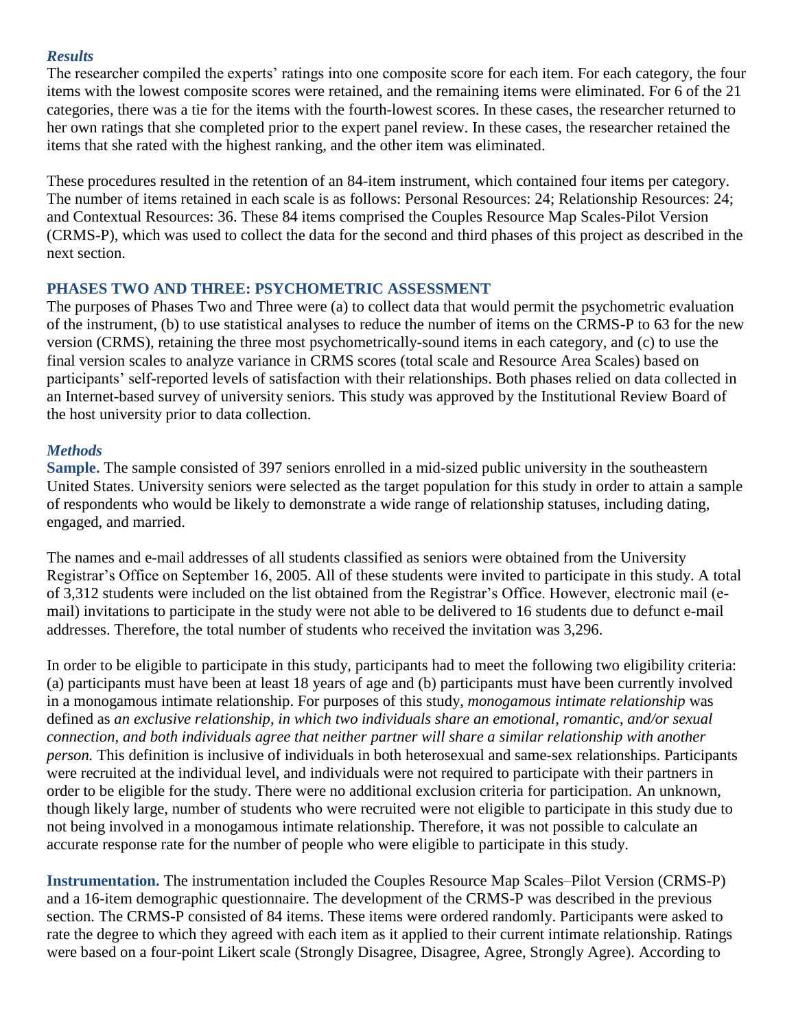### *Results*

The researcher compiled the experts' ratings into one composite score for each item. For each category, the four items with the lowest composite scores were retained, and the remaining items were eliminated. For 6 of the 21 categories, there was a tie for the items with the fourth-lowest scores. In these cases, the researcher returned to her own ratings that she completed prior to the expert panel review. In these cases, the researcher retained the items that she rated with the highest ranking, and the other item was eliminated.

These procedures resulted in the retention of an 84-item instrument, which contained four items per category. The number of items retained in each scale is as follows: Personal Resources: 24; Relationship Resources: 24; and Contextual Resources: 36. These 84 items comprised the Couples Resource Map Scales-Pilot Version (CRMS-P), which was used to collect the data for the second and third phases of this project as described in the next section.

## PHASES TWO AND THREE: PSYCHOMETRIC ASSESSMENT

The purposes of Phases Two and Three were (a) to collect data that would permit the psychometric evaluation of the instrument, (b) to use statistical analyses to reduce the number of items on the CRMS-P to 63 for the new version (CRMS), retaining the three most psychometrically-sound items in each category, and (c) to use the final version scales to analyze variance in CRMS scores (total scale and Resource Area Scales) based on participants' self-reported levels of satisfaction with their relationships. Both phases relied on data collected in an Internet-based survey of university seniors. This study was approved by the Institutional Review Board of the host university prior to data collection.

### *Methods*

**Sample.** The sample consisted of 397 seniors enrolled in a mid-sized public university in the southeastern United States. University seniors were selected as the target population for this study in order to attain a sample of respondents who would be likely to demonstrate a wide range of relationship statuses, including dating, engaged, and married.

The names and e-mail addresses of all students classified as seniors were obtained from the University Registrar's Office on September 16, 2005. All of these students were invited to participate in this study. A total of 3,312 students were included on the list obtained from the Registrar's Office. However, electronic mail (e-mail) invitations to participate in the study were not able to be delivered to 16 students due to defunct e-mail addresses. Therefore, the total number of students who received the invitation was 3,296.

In order to be eligible to participate in this study, participants had to meet the following two eligibility criteria: (a) participants must have been at least 18 years of age and (b) participants must have been currently involved in a monogamous intimate relationship. For purposes of this study, *monogamous intimate relationship* was defined as *an exclusive relationship, in which two individuals share an emotional, romantic, and/or sexual connection, and both individuals agree that neither partner will share a similar relationship with another person.* This definition is inclusive of individuals in both heterosexual and same-sex relationships. Participants were recruited at the individual level, and individuals were not required to participate with their partners in order to be eligible for the study. There were no additional exclusion criteria for participation. An unknown, though likely large, number of students who were recruited were not eligible to participate in this study due to not being involved in a monogamous intimate relationship. Therefore, it was not possible to calculate an accurate response rate for the number of people who were eligible to participate in this study.

**Instrumentation.** The instrumentation included the Couples Resource Map Scales–Pilot Version (CRMS-P) and a 16-item demographic questionnaire. The development of the CRMS-P was described in the previous section. The CRMS-P consisted of 84 items. These items were ordered randomly. Participants were asked to rate the degree to which they agreed with each item as it applied to their current intimate relationship. Ratings were based on a four-point Likert scale (Strongly Disagree, Disagree, Agree, Strongly Agree). According to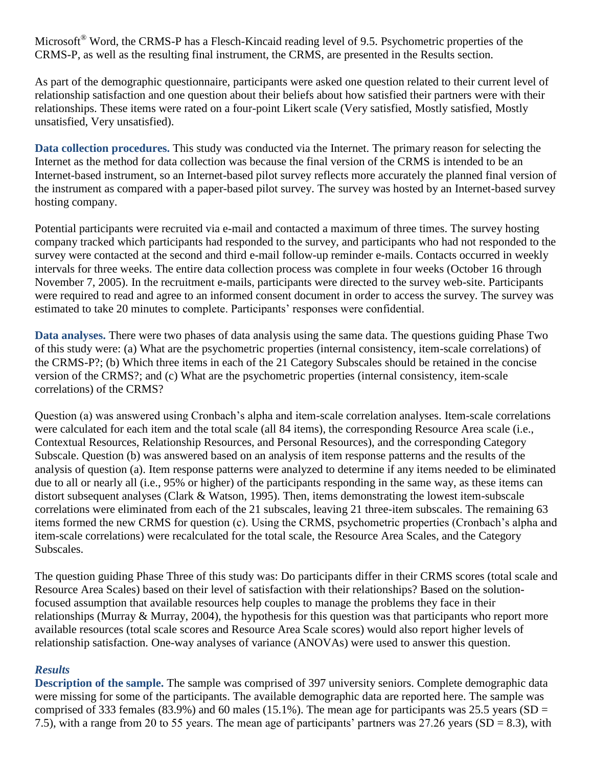Microsoft® Word, the CRMS-P has a Flesch-Kincaid reading level of 9.5. Psychometric properties of the CRMS-P, as well as the resulting final instrument, the CRMS, are presented in the Results section.

As part of the demographic questionnaire, participants were asked one question related to their current level of relationship satisfaction and one question about their beliefs about how satisfied their partners were with their relationships. These items were rated on a four-point Likert scale (Very satisfied, Mostly satisfied, Mostly unsatisfied, Very unsatisfied).

**Data collection procedures.** This study was conducted via the Internet. The primary reason for selecting the Internet as the method for data collection was because the final version of the CRMS is intended to be an Internet-based instrument, so an Internet-based pilot survey reflects more accurately the planned final version of the instrument as compared with a paper-based pilot survey. The survey was hosted by an Internet-based survey hosting company.

Potential participants were recruited via e-mail and contacted a maximum of three times. The survey hosting company tracked which participants had responded to the survey, and participants who had not responded to the survey were contacted at the second and third e-mail follow-up reminder e-mails. Contacts occurred in weekly intervals for three weeks. The entire data collection process was complete in four weeks (October 16 through November 7, 2005). In the recruitment e-mails, participants were directed to the survey web-site. Participants were required to read and agree to an informed consent document in order to access the survey. The survey was estimated to take 20 minutes to complete. Participants' responses were confidential.

**Data analyses.** There were two phases of data analysis using the same data. The questions guiding Phase Two of this study were: (a) What are the psychometric properties (internal consistency, item-scale correlations) of the CRMS-P?; (b) Which three items in each of the 21 Category Subscales should be retained in the concise version of the CRMS?; and (c) What are the psychometric properties (internal consistency, item-scale correlations) of the CRMS?

Question (a) was answered using Cronbach's alpha and item-scale correlation analyses. Item-scale correlations were calculated for each item and the total scale (all 84 items), the corresponding Resource Area scale (i.e., Contextual Resources, Relationship Resources, and Personal Resources), and the corresponding Category Subscale. Question (b) was answered based on an analysis of item response patterns and the results of the analysis of question (a). Item response patterns were analyzed to determine if any items needed to be eliminated due to all or nearly all (i.e., 95% or higher) of the participants responding in the same way, as these items can distort subsequent analyses (Clark & Watson, 1995). Then, items demonstrating the lowest item-subscale correlations were eliminated from each of the 21 subscales, leaving 21 three-item subscales. The remaining 63 items formed the new CRMS for question (c). Using the CRMS, psychometric properties (Cronbach's alpha and item-scale correlations) were recalculated for the total scale, the Resource Area Scales, and the Category Subscales.

The question guiding Phase Three of this study was: Do participants differ in their CRMS scores (total scale and Resource Area Scales) based on their level of satisfaction with their relationships? Based on the solution-focused assumption that available resources help couples to manage the problems they face in their relationships (Murray & Murray, 2004), the hypothesis for this question was that participants who report more available resources (total scale scores and Resource Area Scale scores) would also report higher levels of relationship satisfaction. One-way analyses of variance (ANOVAs) were used to answer this question.

### *Results*

**Description of the sample.** The sample was comprised of 397 university seniors. Complete demographic data were missing for some of the participants. The available demographic data are reported here. The sample was comprised of 333 females (83.9%) and 60 males (15.1%). The mean age for participants was 25.5 years ($SD = 7.5$), with a range from 20 to 55 years. The mean age of participants' partners was 27.26 years ($SD = 8.3$), with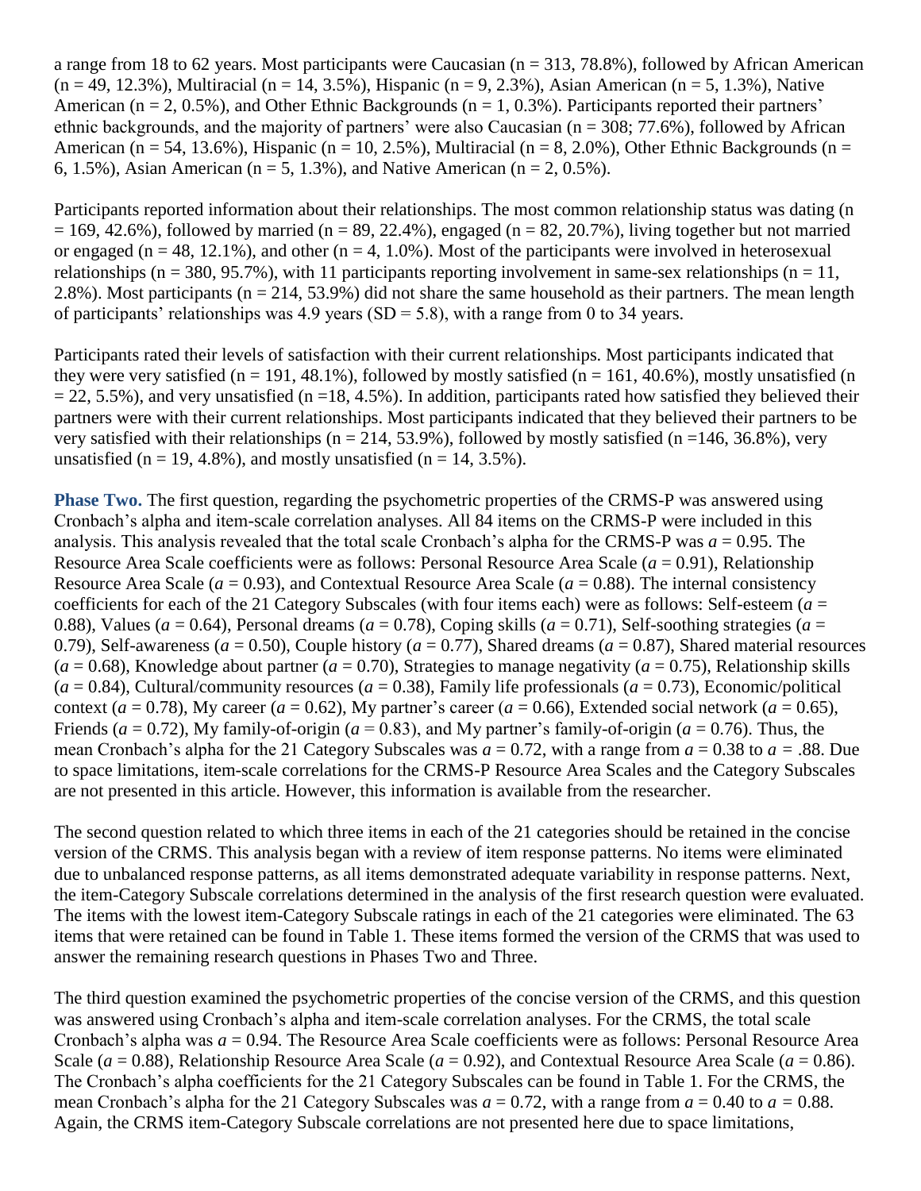a range from 18 to 62 years. Most participants were Caucasian (n = 313, 78.8%), followed by African American (n = 49, 12.3%), Multiracial (n = 14, 3.5%), Hispanic (n = 9, 2.3%), Asian American (n = 5, 1.3%), Native American (n = 2, 0.5%), and Other Ethnic Backgrounds (n = 1, 0.3%). Participants reported their partners' ethnic backgrounds, and the majority of partners' were also Caucasian (n = 308; 77.6%), followed by African American (n = 54, 13.6%), Hispanic (n = 10, 2.5%), Multiracial (n = 8, 2.0%), Other Ethnic Backgrounds (n = 6, 1.5%), Asian American (n = 5, 1.3%), and Native American (n = 2, 0.5%).

Participants reported information about their relationships. The most common relationship status was dating (n = 169, 42.6%), followed by married (n = 89, 22.4%), engaged (n = 82, 20.7%), living together but not married or engaged (n = 48, 12.1%), and other (n = 4, 1.0%). Most of the participants were involved in heterosexual relationships (n = 380, 95.7%), with 11 participants reporting involvement in same-sex relationships (n = 11, 2.8%). Most participants (n = 214, 53.9%) did not share the same household as their partners. The mean length of participants' relationships was 4.9 years (SD = 5.8), with a range from 0 to 34 years.

Participants rated their levels of satisfaction with their current relationships. Most participants indicated that they were very satisfied (n = 191, 48.1%), followed by mostly satisfied (n = 161, 40.6%), mostly unsatisfied (n = 22, 5.5%), and very unsatisfied (n =18, 4.5%). In addition, participants rated how satisfied they believed their partners were with their current relationships. Most participants indicated that they believed their partners to be very satisfied with their relationships (n = 214, 53.9%), followed by mostly satisfied (n =146, 36.8%), very unsatisfied (n = 19, 4.8%), and mostly unsatisfied (n = 14, 3.5%).

**Phase Two.** The first question, regarding the psychometric properties of the CRMS-P was answered using Cronbach's alpha and item-scale correlation analyses. All 84 items on the CRMS-P were included in this analysis. This analysis revealed that the total scale Cronbach's alpha for the CRMS-P was $a = 0.95$. The Resource Area Scale coefficients were as follows: Personal Resource Area Scale ($a = 0.91$), Relationship Resource Area Scale ($a = 0.93$), and Contextual Resource Area Scale ($a = 0.88$). The internal consistency coefficients for each of the 21 Category Subscales (with four items each) were as follows: Self-esteem ($a = 0.88$), Values ($a = 0.64$), Personal dreams ($a = 0.78$), Coping skills ($a = 0.71$), Self-soothing strategies ($a = 0.79$), Self-awareness ($a = 0.50$), Couple history ($a = 0.77$), Shared dreams ($a = 0.87$), Shared material resources ($a = 0.68$), Knowledge about partner ($a = 0.70$), Strategies to manage negativity ($a = 0.75$), Relationship skills ($a = 0.84$), Cultural/community resources ($a = 0.38$), Family life professionals ($a = 0.73$), Economic/political context ($a = 0.78$), My career ($a = 0.62$), My partner's career ($a = 0.66$), Extended social network ($a = 0.65$), Friends ($a = 0.72$), My family-of-origin ($a = 0.83$), and My partner's family-of-origin ($a = 0.76$). Thus, the mean Cronbach's alpha for the 21 Category Subscales was $a = 0.72$, with a range from $a = 0.38$ to $a = .88$. Due to space limitations, item-scale correlations for the CRMS-P Resource Area Scales and the Category Subscales are not presented in this article. However, this information is available from the researcher.

The second question related to which three items in each of the 21 categories should be retained in the concise version of the CRMS. This analysis began with a review of item response patterns. No items were eliminated due to unbalanced response patterns, as all items demonstrated adequate variability in response patterns. Next, the item-Category Subscale correlations determined in the analysis of the first research question were evaluated. The items with the lowest item-Category Subscale ratings in each of the 21 categories were eliminated. The 63 items that were retained can be found in Table 1. These items formed the version of the CRMS that was used to answer the remaining research questions in Phases Two and Three.

The third question examined the psychometric properties of the concise version of the CRMS, and this question was answered using Cronbach's alpha and item-scale correlation analyses. For the CRMS, the total scale Cronbach's alpha was $a = 0.94$. The Resource Area Scale coefficients were as follows: Personal Resource Area Scale ($a = 0.88$), Relationship Resource Area Scale ($a = 0.92$), and Contextual Resource Area Scale ($a = 0.86$). The Cronbach's alpha coefficients for the 21 Category Subscales can be found in Table 1. For the CRMS, the mean Cronbach's alpha for the 21 Category Subscales was $a = 0.72$, with a range from $a = 0.40$ to $a = 0.88$. Again, the CRMS item-Category Subscale correlations are not presented here due to space limitations,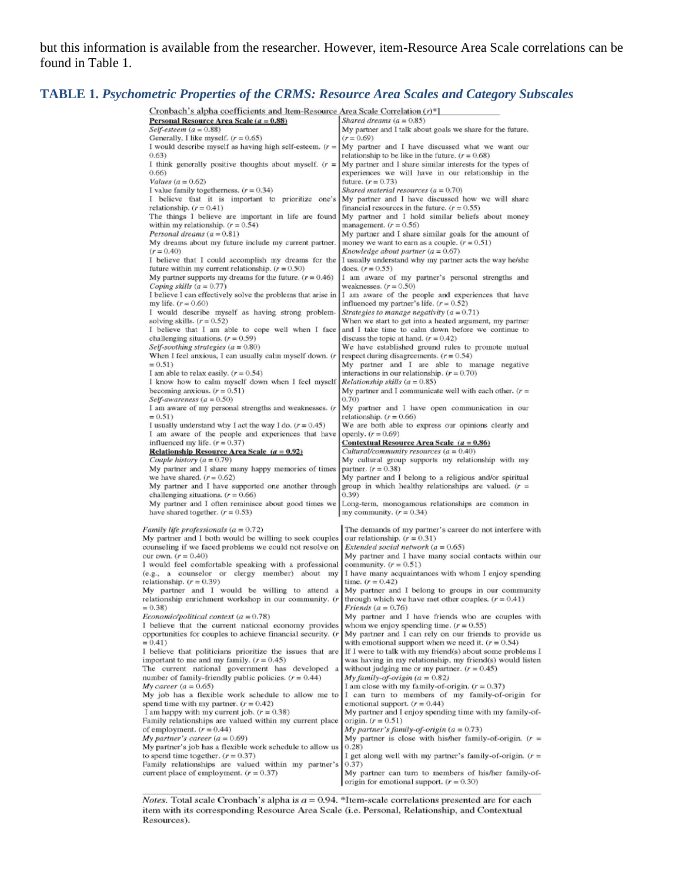but this information is available from the researcher. However, item-Resource Area Scale correlations can be found in Table 1.

### TABLE 1. *Psychometric Properties of the CRMS: Resource Area Scales and Category Subscales*

Cronbach's alpha coefficients and Item-Resource Area Scale Correlation ($r$)*]

**Personal Resource Area Scale ($a$ = 0.88)**

*Self-esteem* ($a$ = 0.88)
Generally, I like myself. ($r$ = 0.65)
I would describe myself as having high self-esteem. ($r$ = 0.63)
I think generally positive thoughts about myself. ($r$ = 0.66)

*Values* ($a$ = 0.62)
I value family togetherness. ($r$ = 0.34)
I believe that it is important to prioritize one's relationship. ($r$ = 0.41)
The things I believe are important in life are found within my relationship. ($r$ = 0.54)

*Personal dreams* ($a$ = 0.81)
My dreams about my future include my current partner. ($r$ = 0.40)
I believe that I could accomplish my dreams for the future within my current relationship. ($r$ = 0.50)
My partner supports my dreams for the future. ($r$ = 0.46)

*Coping skills* ($a$ = 0.77)
I believe I can effectively solve the problems that arise in my life. ($r$ = 0.60)
I would describe myself as having strong problem-solving skills. ($r$ = 0.52)
I believe that I am able to cope well when I face challenging situations. ($r$ = 0.59)

*Self-soothing strategies* ($a$ = 0.80)
When I feel anxious, I can usually calm myself down. ($r$ = 0.51)
I am able to relax easily. ($r$ = 0.54)
I know how to calm myself down when I feel myself becoming anxious. ($r$ = 0.51)

*Self-awareness* ($a$ = 0.50)
I am aware of my personal strengths and weaknesses. ($r$ = 0.51)
I usually understand why I act the way I do. ($r$ = 0.45)
I am aware of the people and experiences that have influenced my life. ($r$ = 0.37)

**Relationship Resource Area Scale ($a$ = 0.92)**

*Couple history* ($a$ = 0.79)
My partner and I share many happy memories of times we have shared. ($r$ = 0.62)
My partner and I have supported one another through challenging situations. ($r$ = 0.66)
My partner and I often reminisce about good times we have shared together. ($r$ = 0.53)

*Shared dreams* ($a$ = 0.85)
My partner and I talk about goals we share for the future. ($r$ = 0.69)
My partner and I have discussed what we want our relationship to be like in the future. ($r$ = 0.68)
My partner and I share similar interests for the types of experiences we will have in our relationship in the future. ($r$ = 0.73)

*Shared material resources* ($a$ = 0.70)
My partner and I have discussed how we will share financial resources in the future. ($r$ = 0.55)
My partner and I hold similar beliefs about money management. ($r$ = 0.56)
My partner and I share similar goals for the amount of money we want to earn as a couple. ($r$ = 0.51)

*Knowledge about partner* ($a$ = 0.67)
I usually understand why my partner acts the way he/she does. ($r$ = 0.55)
I am aware of my partner's personal strengths and weaknesses. ($r$ = 0.50)
I am aware of the people and experiences that have influenced my partner's life. ($r$ = 0.52)

*Strategies to manage negativity* ($a$ = 0.71)
When we start to get into a heated argument, my partner and I take time to calm down before we continue to discuss the topic at hand. ($r$ = 0.42)
We have established ground rules to promote mutual respect during disagreements. ($r$ = 0.54)
My partner and I are able to manage negative interactions in our relationship. ($r$ = 0.70)

*Relationship skills* ($a$ = 0.85)
My partner and I communicate well with each other. ($r$ = 0.70)
My partner and I have open communication in our relationship. ($r$ = 0.66)
We are both able to express our opinions clearly and openly. ($r$ = 0.69)

**Contextual Resource Area Scale ($a$ = 0.86)**

*Cultural/community resources* ($a$ = 0.40)
My cultural group supports my relationship with my partner. ($r$ = 0.38)
My partner and I belong to a religious and/or spiritual group in which healthy relationships are valued. ($r$ = 0.39)
Long-term, monogamous relationships are common in my community. ($r$ = 0.34)

*Family life professionals* ($a$ = 0.72)
My partner and I both would be willing to seek couples counseling if we faced problems we could not resolve on our own. ($r$ = 0.40)
I would feel comfortable speaking with a professional (e.g., a counselor or clergy member) about my relationship. ($r$ = 0.39)
My partner and I would be willing to attend a relationship enrichment workshop in our community. ($r$ = 0.38)

*Economic/political context* ($a$ = 0.78)
I believe that the current national economy provides opportunities for couples to achieve financial security. ($r$ = 0.41)
I believe that politicians prioritize the issues that are important to me and my family. ($r$ = 0.45)
The current national government has developed a number of family-friendly public policies. ($r$ = 0.44)

*My career* ($a$ = 0.65)
My job has a flexible work schedule to allow me to spend time with my partner. ($r$ = 0.42)
I am happy with my current job. ($r$ = 0.38)
Family relationships are valued within my current place of employment. ($r$ = 0.44)

*My partner's career* ($a$ = 0.69)
My partner's job has a flexible work schedule to allow us to spend time together. ($r$ = 0.37)
Family relationships are valued within my partner's current place of employment. ($r$ = 0.37)
The demands of my partner's career do not interfere with our relationship. ($r$ = 0.31)

*Extended social network* ($a$ = 0.65)
My partner and I have many social contacts within our community. ($r$ = 0.51)
I have many acquaintances with whom I enjoy spending time. ($r$ = 0.42)
My partner and I belong to groups in our community through which we have met other couples. ($r$ = 0.41)

*Friends* ($a$ = 0.76)
My partner and I have friends who are couples with whom we enjoy spending time. ($r$ = 0.55)
My partner and I can rely on our friends to provide us with emotional support when we need it. ($r$ = 0.54)
If I were to talk with my friend(s) about some problems I was having in my relationship, my friend(s) would listen without judging me or my partner. ($r$ = 0.45)

*My family-of-origin* ($a$ = 0.82)
I am close with my family-of-origin. ($r$ = 0.37)
I can turn to members of my family-of-origin for emotional support. ($r$ = 0.44)
My partner and I enjoy spending time with my family-of-origin. ($r$ = 0.51)

*My partner's family-of-origin* ($a$ = 0.73)
My partner is close with his/her family-of-origin. ($r$ = 0.28)
I get along well with my partner's family-of-origin. ($r$ = 0.37)
My partner can turn to members of his/her family-of-origin for emotional support. ($r$ = 0.30)

*Notes.* Total scale Cronbach's alpha is $a$ = 0.94. *Item-scale correlations presented are for each item with its corresponding Resource Area Scale (i.e. Personal, Relationship, and Contextual Resources).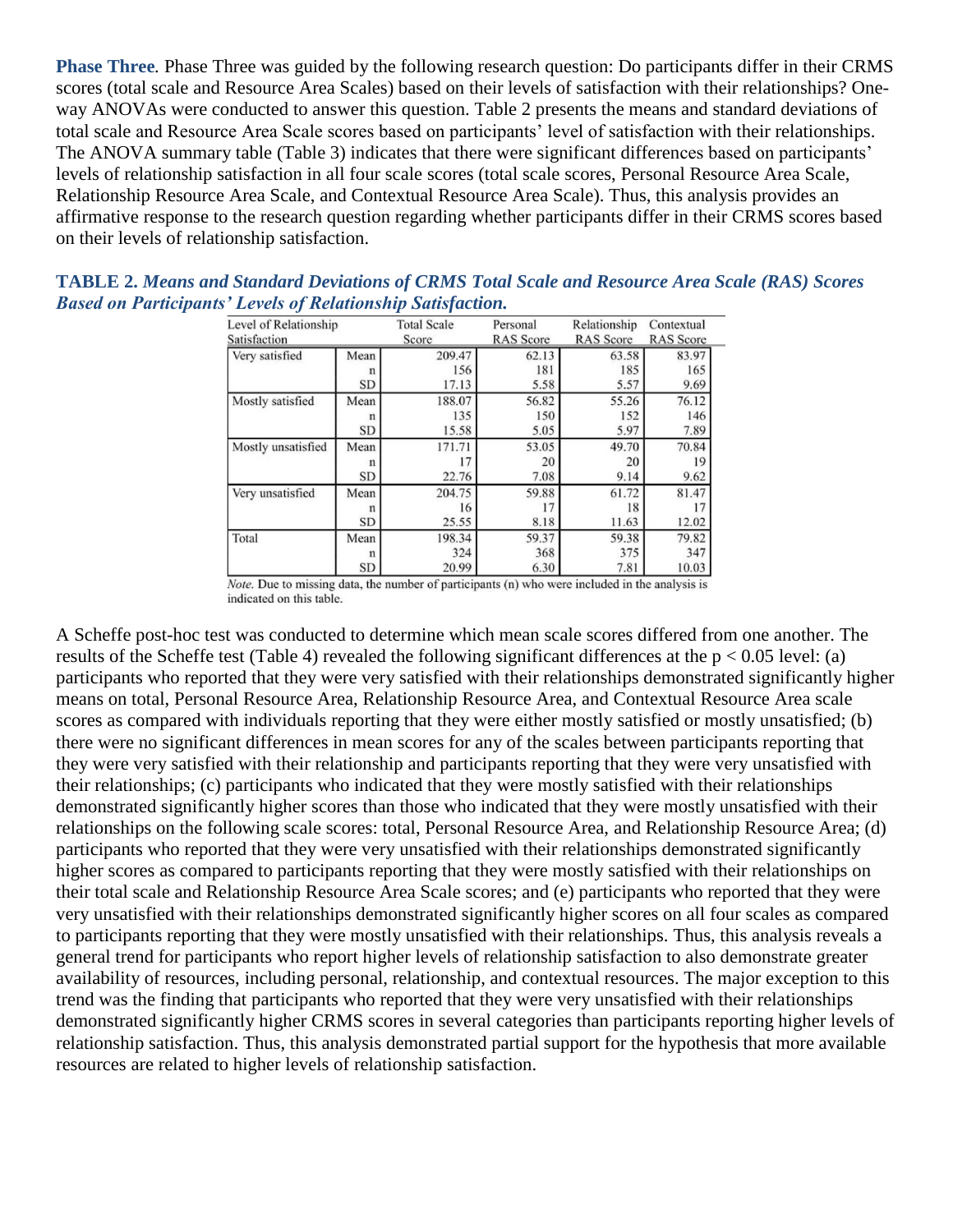**Phase Three**. Phase Three was guided by the following research question: Do participants differ in their CRMS scores (total scale and Resource Area Scales) based on their levels of satisfaction with their relationships? One-way ANOVAs were conducted to answer this question. Table 2 presents the means and standard deviations of total scale and Resource Area Scale scores based on participants' level of satisfaction with their relationships. The ANOVA summary table (Table 3) indicates that there were significant differences based on participants' levels of relationship satisfaction in all four scale scores (total scale scores, Personal Resource Area Scale, Relationship Resource Area Scale, and Contextual Resource Area Scale). Thus, this analysis provides an affirmative response to the research question regarding whether participants differ in their CRMS scores based on their levels of relationship satisfaction.

**TABLE 2.** ***Means and Standard Deviations of CRMS Total Scale and Resource Area Scale (RAS) Scores Based on Participants' Levels of Relationship Satisfaction.***

| Level of Relationship Satisfaction | | Total Scale Score | Personal RAS Score | Relationship RAS Score | Contextual RAS Score |
|---|---|---|---|---|---|
| Very satisfied | Mean | 209.47 | 62.13 | 63.58 | 83.97 |
| | n | 156 | 181 | 185 | 165 |
| | SD | 17.13 | 5.58 | 5.57 | 9.69 |
| Mostly satisfied | Mean | 188.07 | 56.82 | 55.26 | 76.12 |
| | n | 135 | 150 | 152 | 146 |
| | SD | 15.58 | 5.05 | 5.97 | 7.89 |
| Mostly unsatisfied | Mean | 171.71 | 53.05 | 49.70 | 70.84 |
| | n | 17 | 20 | 20 | 19 |
| | SD | 22.76 | 7.08 | 9.14 | 9.62 |
| Very unsatisfied | Mean | 204.75 | 59.88 | 61.72 | 81.47 |
| | n | 16 | 17 | 18 | 17 |
| | SD | 25.55 | 8.18 | 11.63 | 12.02 |
| Total | Mean | 198.34 | 59.37 | 59.38 | 79.82 |
| | n | 324 | 368 | 375 | 347 |
| | SD | 20.99 | 6.30 | 7.81 | 10.03 |

*Note*. Due to missing data, the number of participants (n) who were included in the analysis is indicated on this table.

A Scheffe post-hoc test was conducted to determine which mean scale scores differed from one another. The results of the Scheffe test (Table 4) revealed the following significant differences at the $p < 0.05$ level: (a) participants who reported that they were very satisfied with their relationships demonstrated significantly higher means on total, Personal Resource Area, Relationship Resource Area, and Contextual Resource Area scale scores as compared with individuals reporting that they were either mostly satisfied or mostly unsatisfied; (b) there were no significant differences in mean scores for any of the scales between participants reporting that they were very satisfied with their relationship and participants reporting that they were very unsatisfied with their relationships; (c) participants who indicated that they were mostly satisfied with their relationships demonstrated significantly higher scores than those who indicated that they were mostly unsatisfied with their relationships on the following scale scores: total, Personal Resource Area, and Relationship Resource Area; (d) participants who reported that they were very unsatisfied with their relationships demonstrated significantly higher scores as compared to participants reporting that they were mostly satisfied with their relationships on their total scale and Relationship Resource Area Scale scores; and (e) participants who reported that they were very unsatisfied with their relationships demonstrated significantly higher scores on all four scales as compared to participants reporting that they were mostly unsatisfied with their relationships. Thus, this analysis reveals a general trend for participants who report higher levels of relationship satisfaction to also demonstrate greater availability of resources, including personal, relationship, and contextual resources. The major exception to this trend was the finding that participants who reported that they were very unsatisfied with their relationships demonstrated significantly higher CRMS scores in several categories than participants reporting higher levels of relationship satisfaction. Thus, this analysis demonstrated partial support for the hypothesis that more available resources are related to higher levels of relationship satisfaction.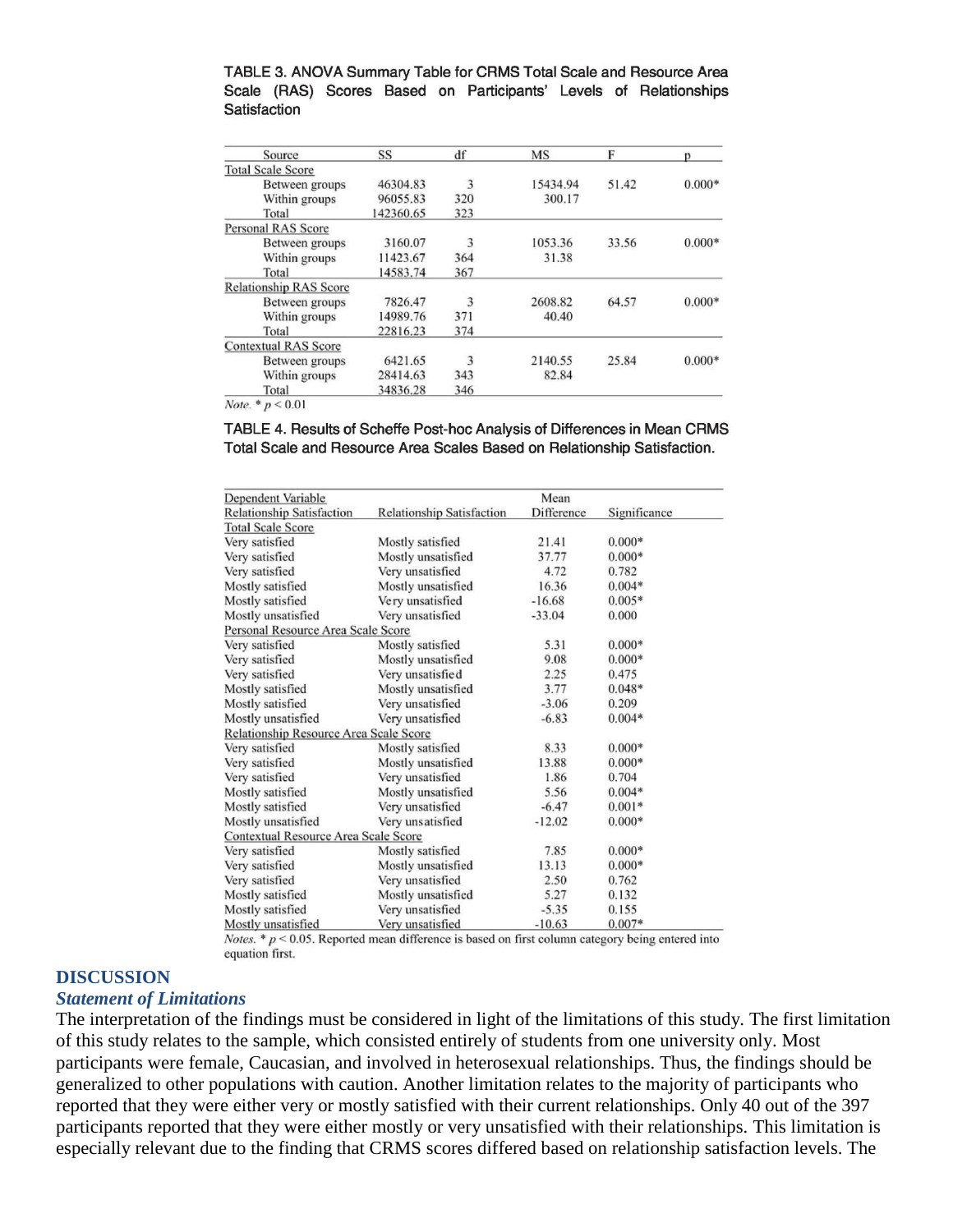TABLE 3. ANOVA Summary Table for CRMS Total Scale and Resource Area Scale (RAS) Scores Based on Participants' Levels of Relationships Satisfaction

| Source | SS | df | MS | F | p |
|---|---|---|---|---|---|
| Total Scale Score | | | | | |
| Between groups | 46304.83 | 3 | 15434.94 | 51.42 | 0.000* |
| Within groups | 96055.83 | 320 | 300.17 | | |
| Total | 142360.65 | 323 | | | |
| Personal RAS Score | | | | | |
| Between groups | 3160.07 | 3 | 1053.36 | 33.56 | 0.000* |
| Within groups | 11423.67 | 364 | 31.38 | | |
| Total | 14583.74 | 367 | | | |
| Relationship RAS Score | | | | | |
| Between groups | 7826.47 | 3 | 2608.82 | 64.57 | 0.000* |
| Within groups | 14989.76 | 371 | 40.40 | | |
| Total | 22816.23 | 374 | | | |
| Contextual RAS Score | | | | | |
| Between groups | 6421.65 | 3 | 2140.55 | 25.84 | 0.000* |
| Within groups | 28414.63 | 343 | 82.84 | | |
| Total | 34836.28 | 346 | | | |

*Note.* * $p < 0.01$

TABLE 4. Results of Scheffe Post-hoc Analysis of Differences in Mean CRMS Total Scale and Resource Area Scales Based on Relationship Satisfaction.

| Dependent Variable Relationship Satisfaction | Relationship Satisfaction | Mean Difference | Significance |
|---|---|---|---|
| Total Scale Score | | | |
| Very satisfied | Mostly satisfied | 21.41 | 0.000* |
| Very satisfied | Mostly unsatisfied | 37.77 | 0.000* |
| Very satisfied | Very unsatisfied | 4.72 | 0.782 |
| Mostly satisfied | Mostly unsatisfied | 16.36 | 0.004* |
| Mostly satisfied | Very unsatisfied | -16.68 | 0.005* |
| Mostly unsatisfied | Very unsatisfied | -33.04 | 0.000 |
| Personal Resource Area Scale Score | | | |
| Very satisfied | Mostly satisfied | 5.31 | 0.000* |
| Very satisfied | Mostly unsatisfied | 9.08 | 0.000* |
| Very satisfied | Very unsatisfied | 2.25 | 0.475 |
| Mostly satisfied | Mostly unsatisfied | 3.77 | 0.048* |
| Mostly satisfied | Very unsatisfied | -3.06 | 0.209 |
| Mostly unsatisfied | Very unsatisfied | -6.83 | 0.004* |
| Relationship Resource Area Scale Score | | | |
| Very satisfied | Mostly satisfied | 8.33 | 0.000* |
| Very satisfied | Mostly unsatisfied | 13.88 | 0.000* |
| Very satisfied | Very unsatisfied | 1.86 | 0.704 |
| Mostly satisfied | Mostly unsatisfied | 5.56 | 0.004* |
| Mostly satisfied | Very unsatisfied | -6.47 | 0.001* |
| Mostly unsatisfied | Very unsatisfied | -12.02 | 0.000* |
| Contextual Resource Area Scale Score | | | |
| Very satisfied | Mostly satisfied | 7.85 | 0.000* |
| Very satisfied | Mostly unsatisfied | 13.13 | 0.000* |
| Very satisfied | Very unsatisfied | 2.50 | 0.762 |
| Mostly satisfied | Mostly unsatisfied | 5.27 | 0.132 |
| Mostly satisfied | Very unsatisfied | -5.35 | 0.155 |
| Mostly unsatisfied | Very unsatisfied | -10.63 | 0.007* |

*Notes.* * $p < 0.05$. Reported mean difference is based on first column category being entered into equation first.

## DISCUSSION

### *Statement of Limitations*

The interpretation of the findings must be considered in light of the limitations of this study. The first limitation of this study relates to the sample, which consisted entirely of students from one university only. Most participants were female, Caucasian, and involved in heterosexual relationships. Thus, the findings should be generalized to other populations with caution. Another limitation relates to the majority of participants who reported that they were either very or mostly satisfied with their current relationships. Only 40 out of the 397 participants reported that they were either mostly or very unsatisfied with their relationships. This limitation is especially relevant due to the finding that CRMS scores differed based on relationship satisfaction levels. The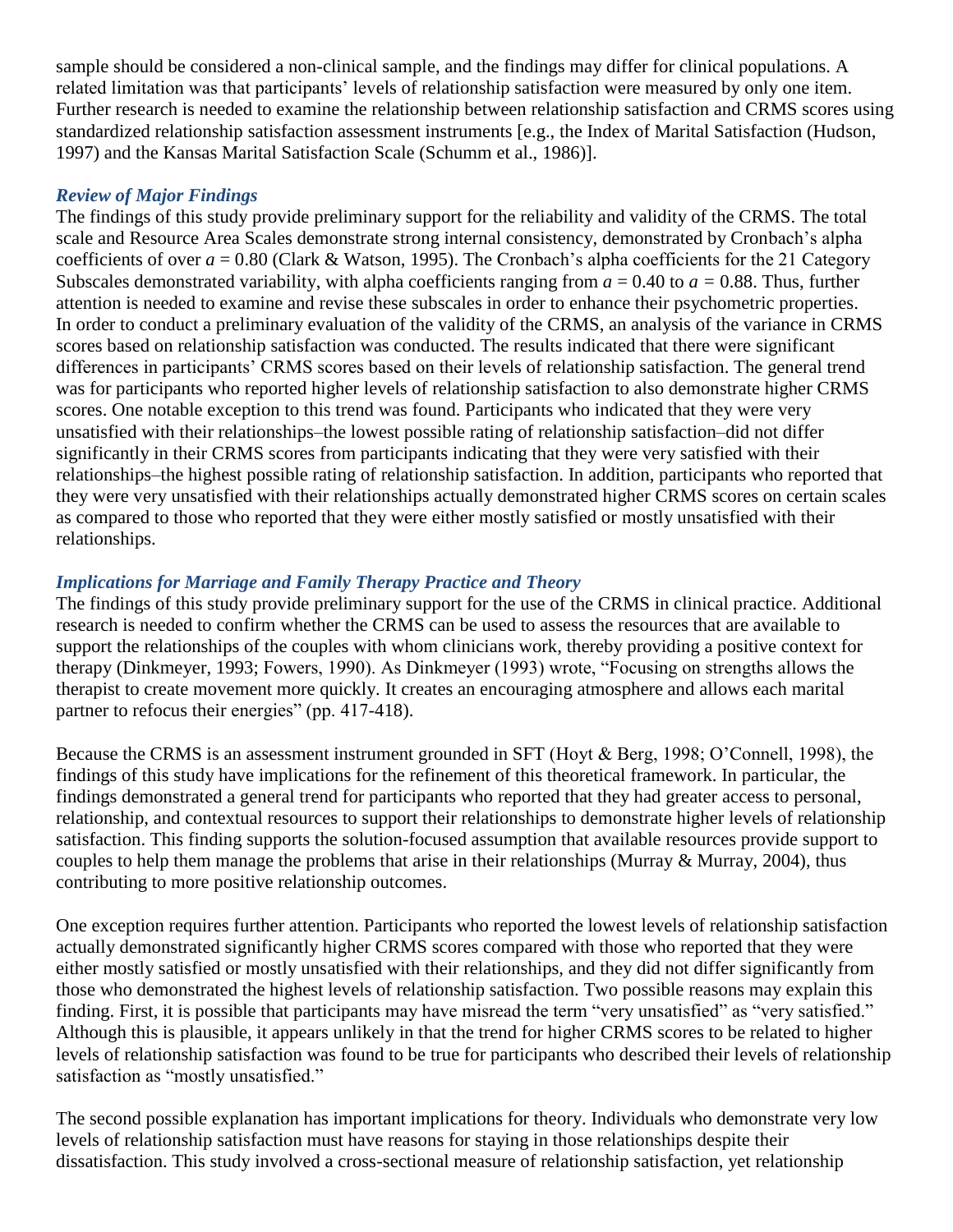sample should be considered a non-clinical sample, and the findings may differ for clinical populations. A related limitation was that participants' levels of relationship satisfaction were measured by only one item. Further research is needed to examine the relationship between relationship satisfaction and CRMS scores using standardized relationship satisfaction assessment instruments [e.g., the Index of Marital Satisfaction (Hudson, 1997) and the Kansas Marital Satisfaction Scale (Schumm et al., 1986)].

### *Review of Major Findings*

The findings of this study provide preliminary support for the reliability and validity of the CRMS. The total scale and Resource Area Scales demonstrate strong internal consistency, demonstrated by Cronbach's alpha coefficients of over $a = 0.80$ (Clark & Watson, 1995). The Cronbach's alpha coefficients for the 21 Category Subscales demonstrated variability, with alpha coefficients ranging from $a = 0.40$ to $a = 0.88$. Thus, further attention is needed to examine and revise these subscales in order to enhance their psychometric properties. In order to conduct a preliminary evaluation of the validity of the CRMS, an analysis of the variance in CRMS scores based on relationship satisfaction was conducted. The results indicated that there were significant differences in participants' CRMS scores based on their levels of relationship satisfaction. The general trend was for participants who reported higher levels of relationship satisfaction to also demonstrate higher CRMS scores. One notable exception to this trend was found. Participants who indicated that they were very unsatisfied with their relationships–the lowest possible rating of relationship satisfaction–did not differ significantly in their CRMS scores from participants indicating that they were very satisfied with their relationships–the highest possible rating of relationship satisfaction. In addition, participants who reported that they were very unsatisfied with their relationships actually demonstrated higher CRMS scores on certain scales as compared to those who reported that they were either mostly satisfied or mostly unsatisfied with their relationships.

### *Implications for Marriage and Family Therapy Practice and Theory*

The findings of this study provide preliminary support for the use of the CRMS in clinical practice. Additional research is needed to confirm whether the CRMS can be used to assess the resources that are available to support the relationships of the couples with whom clinicians work, thereby providing a positive context for therapy (Dinkmeyer, 1993; Fowers, 1990). As Dinkmeyer (1993) wrote, "Focusing on strengths allows the therapist to create movement more quickly. It creates an encouraging atmosphere and allows each marital partner to refocus their energies" (pp. 417-418).

Because the CRMS is an assessment instrument grounded in SFT (Hoyt & Berg, 1998; O'Connell, 1998), the findings of this study have implications for the refinement of this theoretical framework. In particular, the findings demonstrated a general trend for participants who reported that they had greater access to personal, relationship, and contextual resources to support their relationships to demonstrate higher levels of relationship satisfaction. This finding supports the solution-focused assumption that available resources provide support to couples to help them manage the problems that arise in their relationships (Murray & Murray, 2004), thus contributing to more positive relationship outcomes.

One exception requires further attention. Participants who reported the lowest levels of relationship satisfaction actually demonstrated significantly higher CRMS scores compared with those who reported that they were either mostly satisfied or mostly unsatisfied with their relationships, and they did not differ significantly from those who demonstrated the highest levels of relationship satisfaction. Two possible reasons may explain this finding. First, it is possible that participants may have misread the term "very unsatisfied" as "very satisfied." Although this is plausible, it appears unlikely in that the trend for higher CRMS scores to be related to higher levels of relationship satisfaction was found to be true for participants who described their levels of relationship satisfaction as "mostly unsatisfied."

The second possible explanation has important implications for theory. Individuals who demonstrate very low levels of relationship satisfaction must have reasons for staying in those relationships despite their dissatisfaction. This study involved a cross-sectional measure of relationship satisfaction, yet relationship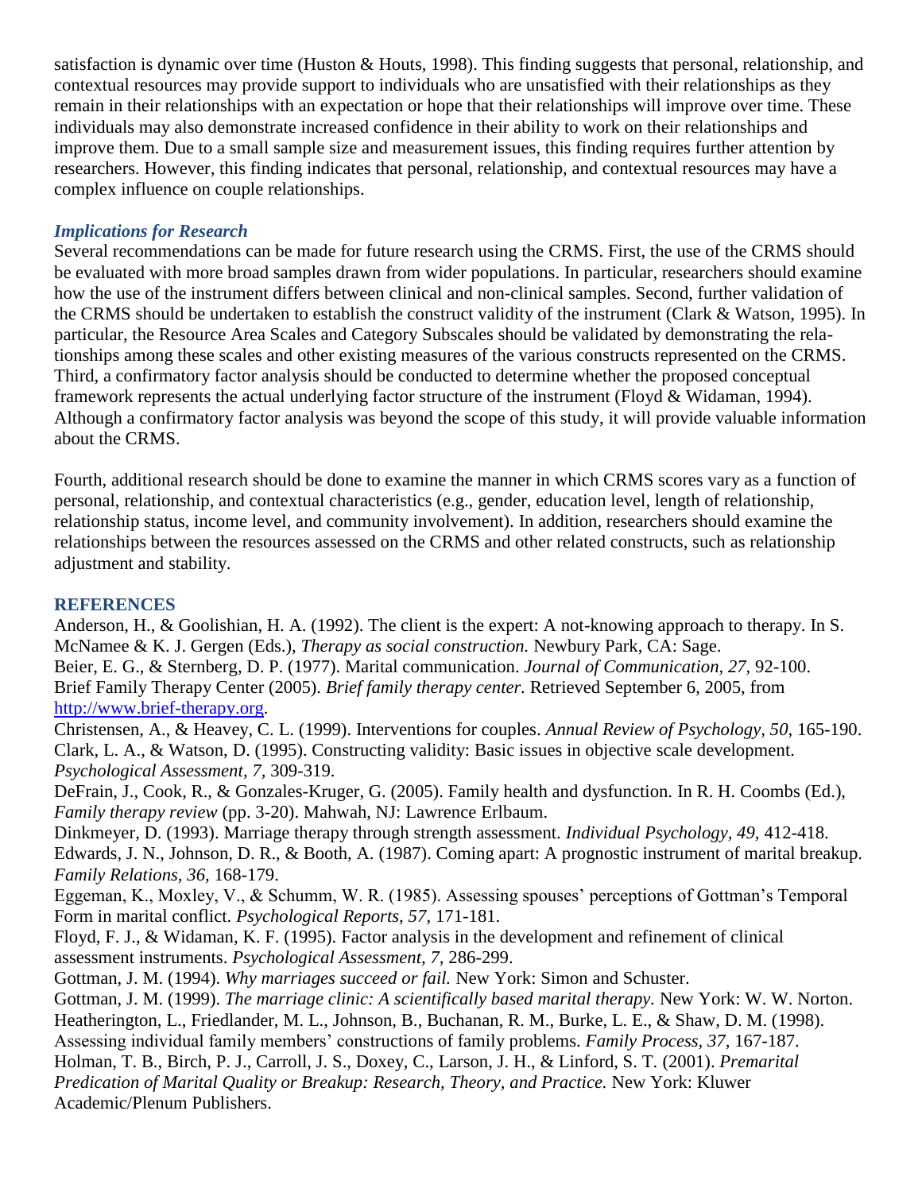satisfaction is dynamic over time (Huston & Houts, 1998). This finding suggests that personal, relationship, and contextual resources may provide support to individuals who are unsatisfied with their relationships as they remain in their relationships with an expectation or hope that their relationships will improve over time. These individuals may also demonstrate increased confidence in their ability to work on their relationships and improve them. Due to a small sample size and measurement issues, this finding requires further attention by researchers. However, this finding indicates that personal, relationship, and contextual resources may have a complex influence on couple relationships.

### *Implications for Research*

Several recommendations can be made for future research using the CRMS. First, the use of the CRMS should be evaluated with more broad samples drawn from wider populations. In particular, researchers should examine how the use of the instrument differs between clinical and non-clinical samples. Second, further validation of the CRMS should be undertaken to establish the construct validity of the instrument (Clark & Watson, 1995). In particular, the Resource Area Scales and Category Subscales should be validated by demonstrating the relationships among these scales and other existing measures of the various constructs represented on the CRMS. Third, a confirmatory factor analysis should be conducted to determine whether the proposed conceptual framework represents the actual underlying factor structure of the instrument (Floyd & Widaman, 1994). Although a confirmatory factor analysis was beyond the scope of this study, it will provide valuable information about the CRMS.

Fourth, additional research should be done to examine the manner in which CRMS scores vary as a function of personal, relationship, and contextual characteristics (e.g., gender, education level, length of relationship, relationship status, income level, and community involvement). In addition, researchers should examine the relationships between the resources assessed on the CRMS and other related constructs, such as relationship adjustment and stability.

## REFERENCES

Anderson, H., & Goolishian, H. A. (1992). The client is the expert: A not-knowing approach to therapy. In S. McNamee & K. J. Gergen (Eds.), *Therapy as social construction.* Newbury Park, CA: Sage.

Beier, E. G., & Sternberg, D. P. (1977). Marital communication. *Journal of Communication, 27,* 92-100.

Brief Family Therapy Center (2005). *Brief family therapy center.* Retrieved September 6, 2005, from http://www.brief-therapy.org.

Christensen, A., & Heavey, C. L. (1999). Interventions for couples. *Annual Review of Psychology, 50,* 165-190.

Clark, L. A., & Watson, D. (1995). Constructing validity: Basic issues in objective scale development. *Psychological Assessment, 7,* 309-319.

DeFrain, J., Cook, R., & Gonzales-Kruger, G. (2005). Family health and dysfunction. In R. H. Coombs (Ed.), *Family therapy review* (pp. 3-20). Mahwah, NJ: Lawrence Erlbaum.

Dinkmeyer, D. (1993). Marriage therapy through strength assessment. *Individual Psychology, 49,* 412-418.

Edwards, J. N., Johnson, D. R., & Booth, A. (1987). Coming apart: A prognostic instrument of marital breakup. *Family Relations, 36,* 168-179.

Eggeman, K., Moxley, V., & Schumm, W. R. (1985). Assessing spouses' perceptions of Gottman's Temporal Form in marital conflict. *Psychological Reports, 57,* 171-181.

Floyd, F. J., & Widaman, K. F. (1995). Factor analysis in the development and refinement of clinical assessment instruments. *Psychological Assessment, 7,* 286-299.

Gottman, J. M. (1994). *Why marriages succeed or fail.* New York: Simon and Schuster.

Gottman, J. M. (1999). *The marriage clinic: A scientifically based marital therapy.* New York: W. W. Norton.

Heatherington, L., Friedlander, M. L., Johnson, B., Buchanan, R. M., Burke, L. E., & Shaw, D. M. (1998). Assessing individual family members' constructions of family problems. *Family Process, 37,* 167-187.

Holman, T. B., Birch, P. J., Carroll, J. S., Doxey, C., Larson, J. H., & Linford, S. T. (2001). *Premarital Predication of Marital Quality or Breakup: Research, Theory, and Practice.* New York: Kluwer Academic/Plenum Publishers.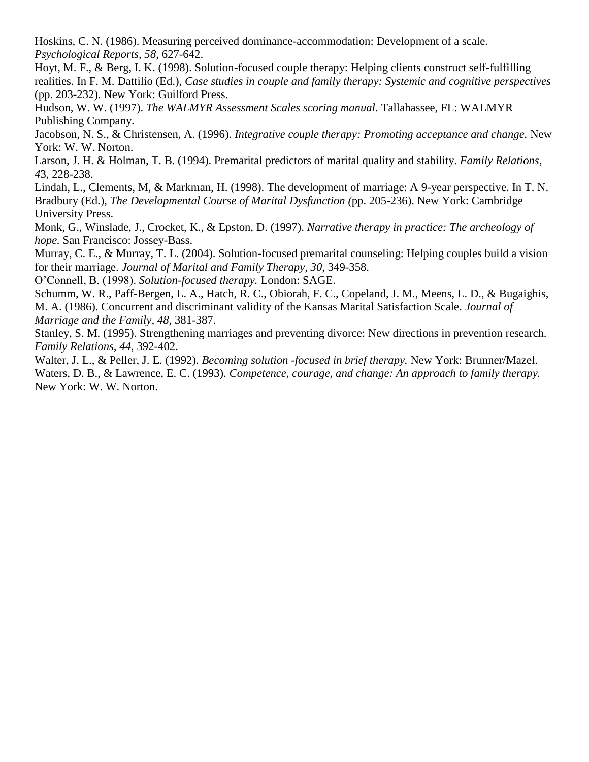Hoskins, C. N. (1986). Measuring perceived dominance-accommodation: Development of a scale. *Psychological Reports, 58,* 627-642.

Hoyt, M. F., & Berg, I. K. (1998). Solution-focused couple therapy: Helping clients construct self-fulfilling realities. In F. M. Dattilio (Ed.), *Case studies in couple and family therapy: Systemic and cognitive perspectives* (pp. 203-232). New York: Guilford Press.

Hudson, W. W. (1997). *The WALMYR Assessment Scales scoring manual*. Tallahassee, FL: WALMYR Publishing Company.

Jacobson, N. S., & Christensen, A. (1996). *Integrative couple therapy: Promoting acceptance and change.* New York: W. W. Norton.

Larson, J. H. & Holman, T. B. (1994). Premarital predictors of marital quality and stability. *Family Relations*, *4*3, 228-238.

Lindah, L., Clements, M, & Markman, H. (1998). The development of marriage: A 9-year perspective. In T. N. Bradbury (Ed.), *The Developmental Course of Marital Dysfunction (*pp. 205-236). New York: Cambridge University Press.

Monk, G., Winslade, J., Crocket, K., & Epston, D. (1997). *Narrative therapy in practice: The archeology of hope.* San Francisco: Jossey-Bass.

Murray, C. E., & Murray, T. L. (2004). Solution-focused premarital counseling: Helping couples build a vision for their marriage. *Journal of Marital and Family Therapy, 30,* 349-358.

O'Connell, B. (1998). *Solution-focused therapy.* London: SAGE.

Schumm, W. R., Paff-Bergen, L. A., Hatch, R. C., Obiorah, F. C., Copeland, J. M., Meens, L. D., & Bugaighis, M. A. (1986). Concurrent and discriminant validity of the Kansas Marital Satisfaction Scale. *Journal of Marriage and the Family, 48,* 381-387.

Stanley, S. M. (1995). Strengthening marriages and preventing divorce: New directions in prevention research. *Family Relations, 44*, 392-402.

Walter, J. L., & Peller, J. E. (1992). *Becoming solution -focused in brief therapy.* New York: Brunner/Mazel.

Waters, D. B., & Lawrence, E. C. (1993). *Competence, courage, and change: An approach to family therapy.* New York: W. W. Norton.